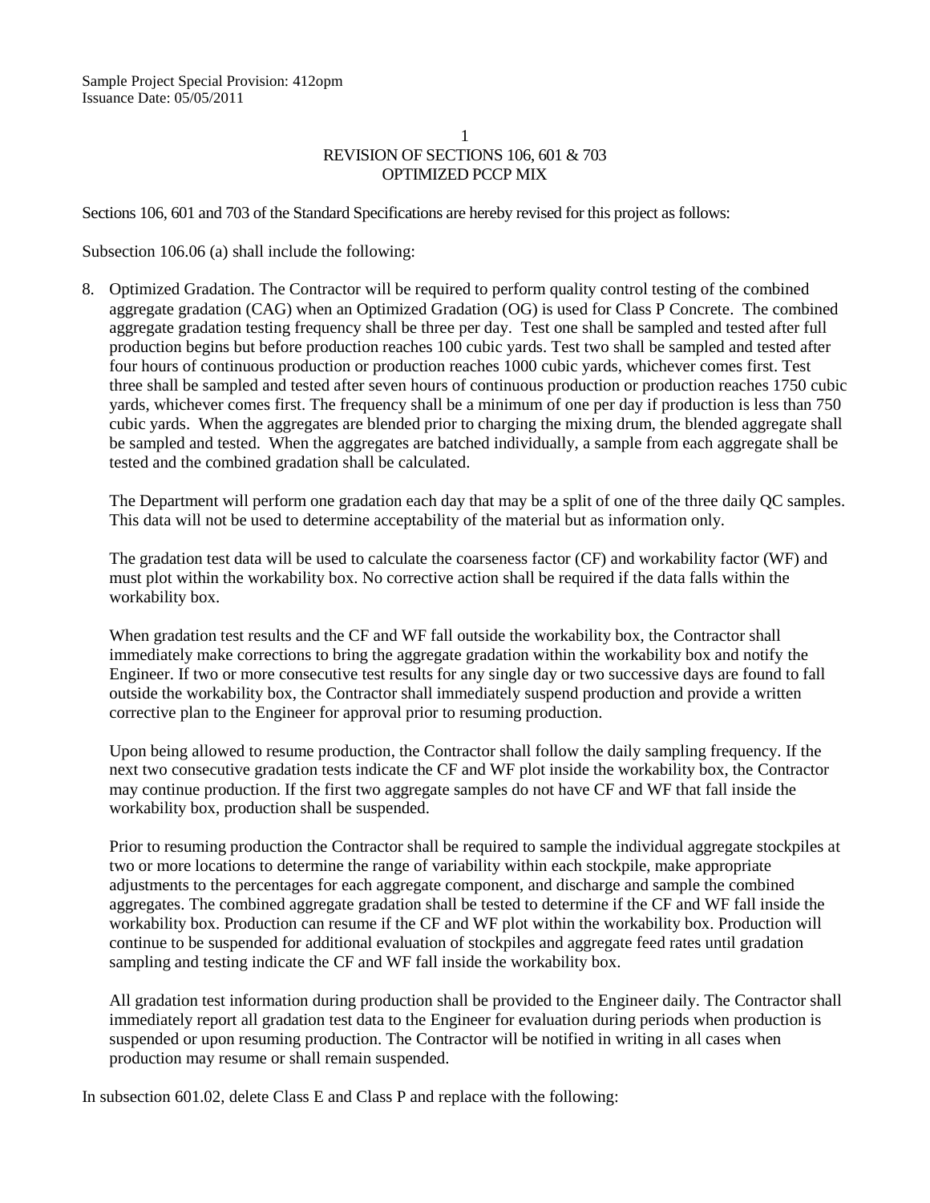Sample Project Special Provision: 412opm
Issuance Date: 05/05/2011

# 1
# REVISION OF SECTIONS 106, 601 & 703
# OPTIMIZED PCCP MIX

Sections 106, 601 and 703 of the Standard Specifications are hereby revised for this project as follows:

Subsection 106.06 (a) shall include the following:

8. Optimized Gradation. The Contractor will be required to perform quality control testing of the combined aggregate gradation (CAG) when an Optimized Gradation (OG) is used for Class P Concrete. The combined aggregate gradation testing frequency shall be three per day. Test one shall be sampled and tested after full production begins but before production reaches 100 cubic yards. Test two shall be sampled and tested after four hours of continuous production or production reaches 1000 cubic yards, whichever comes first. Test three shall be sampled and tested after seven hours of continuous production or production reaches 1750 cubic yards, whichever comes first. The frequency shall be a minimum of one per day if production is less than 750 cubic yards. When the aggregates are blended prior to charging the mixing drum, the blended aggregate shall be sampled and tested. When the aggregates are batched individually, a sample from each aggregate shall be tested and the combined gradation shall be calculated.

   The Department will perform one gradation each day that may be a split of one of the three daily QC samples. This data will not be used to determine acceptability of the material but as information only.

   The gradation test data will be used to calculate the coarseness factor (CF) and workability factor (WF) and must plot within the workability box. No corrective action shall be required if the data falls within the workability box.

   When gradation test results and the CF and WF fall outside the workability box, the Contractor shall immediately make corrections to bring the aggregate gradation within the workability box and notify the Engineer. If two or more consecutive test results for any single day or two successive days are found to fall outside the workability box, the Contractor shall immediately suspend production and provide a written corrective plan to the Engineer for approval prior to resuming production.

   Upon being allowed to resume production, the Contractor shall follow the daily sampling frequency. If the next two consecutive gradation tests indicate the CF and WF plot inside the workability box, the Contractor may continue production. If the first two aggregate samples do not have CF and WF that fall inside the workability box, production shall be suspended.

   Prior to resuming production the Contractor shall be required to sample the individual aggregate stockpiles at two or more locations to determine the range of variability within each stockpile, make appropriate adjustments to the percentages for each aggregate component, and discharge and sample the combined aggregates. The combined aggregate gradation shall be tested to determine if the CF and WF fall inside the workability box. Production can resume if the CF and WF plot within the workability box. Production will continue to be suspended for additional evaluation of stockpiles and aggregate feed rates until gradation sampling and testing indicate the CF and WF fall inside the workability box.

   All gradation test information during production shall be provided to the Engineer daily. The Contractor shall immediately report all gradation test data to the Engineer for evaluation during periods when production is suspended or upon resuming production. The Contractor will be notified in writing in all cases when production may resume or shall remain suspended.

In subsection 601.02, delete Class E and Class P and replace with the following: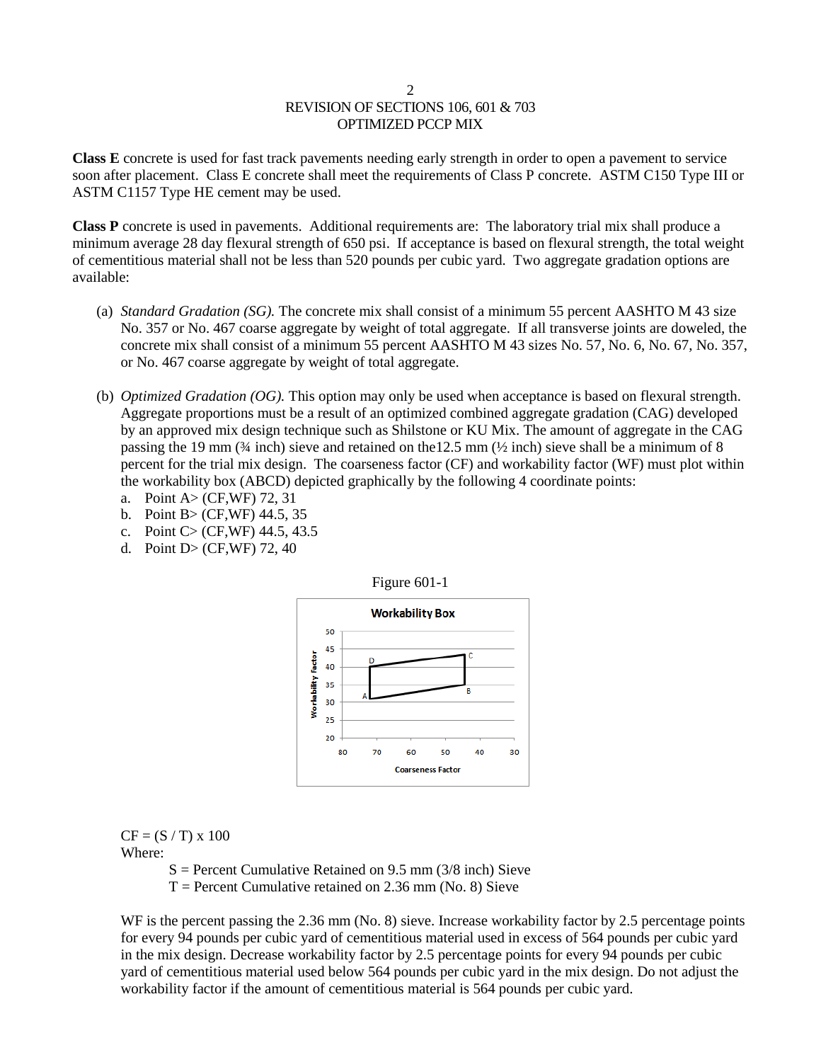REVISION OF SECTIONS 106, 601 & 703
OPTIMIZED PCCP MIX

**Class E** concrete is used for fast track pavements needing early strength in order to open a pavement to service soon after placement. Class E concrete shall meet the requirements of Class P concrete. ASTM C150 Type III or ASTM C1157 Type HE cement may be used.

**Class P** concrete is used in pavements. Additional requirements are: The laboratory trial mix shall produce a minimum average 28 day flexural strength of 650 psi. If acceptance is based on flexural strength, the total weight of cementitious material shall not be less than 520 pounds per cubic yard. Two aggregate gradation options are available:

(a) *Standard Gradation (SG).* The concrete mix shall consist of a minimum 55 percent AASHTO M 43 size No. 357 or No. 467 coarse aggregate by weight of total aggregate. If all transverse joints are doweled, the concrete mix shall consist of a minimum 55 percent AASHTO M 43 sizes No. 57, No. 6, No. 67, No. 357, or No. 467 coarse aggregate by weight of total aggregate.

(b) *Optimized Gradation (OG).* This option may only be used when acceptance is based on flexural strength. Aggregate proportions must be a result of an optimized combined aggregate gradation (CAG) developed by an approved mix design technique such as Shilstone or KU Mix. The amount of aggregate in the CAG passing the 19 mm (¾ inch) sieve and retained on the12.5 mm (½ inch) sieve shall be a minimum of 8 percent for the trial mix design. The coarseness factor (CF) and workability factor (WF) must plot within the workability box (ABCD) depicted graphically by the following 4 coordinate points:

a. Point A> (CF,WF) 72, 31
b. Point B> (CF,WF) 44.5, 35
c. Point C> (CF,WF) 44.5, 43.5
d. Point D> (CF,WF) 72, 40

Figure 601-1

Workability Box

CF = (S / T) x 100

Where:

S = Percent Cumulative Retained on 9.5 mm (3/8 inch) Sieve

T = Percent Cumulative retained on 2.36 mm (No. 8) Sieve

WF is the percent passing the 2.36 mm (No. 8) sieve. Increase workability factor by 2.5 percentage points for every 94 pounds per cubic yard of cementitious material used in excess of 564 pounds per cubic yard in the mix design. Decrease workability factor by 2.5 percentage points for every 94 pounds per cubic yard of cementitious material used below 564 pounds per cubic yard in the mix design. Do not adjust the workability factor if the amount of cementitious material is 564 pounds per cubic yard.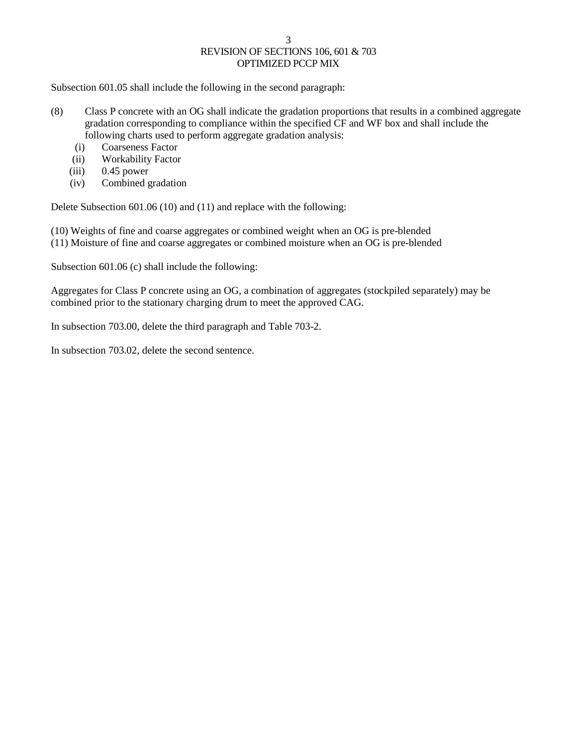Subsection 601.05 shall include the following in the second paragraph:

(8) Class P concrete with an OG shall indicate the gradation proportions that results in a combined aggregate gradation corresponding to compliance within the specified CF and WF box and shall include the following charts used to perform aggregate gradation analysis:
   (i) Coarseness Factor
   (ii) Workability Factor
   (iii) 0.45 power
   (iv) Combined gradation

Delete Subsection 601.06 (10) and (11) and replace with the following:

(10) Weights of fine and coarse aggregates or combined weight when an OG is pre-blended
(11) Moisture of fine and coarse aggregates or combined moisture when an OG is pre-blended

Subsection 601.06 (c) shall include the following:

Aggregates for Class P concrete using an OG, a combination of aggregates (stockpiled separately) may be combined prior to the stationary charging drum to meet the approved CAG.

In subsection 703.00, delete the third paragraph and Table 703-2.

In subsection 703.02, delete the second sentence.